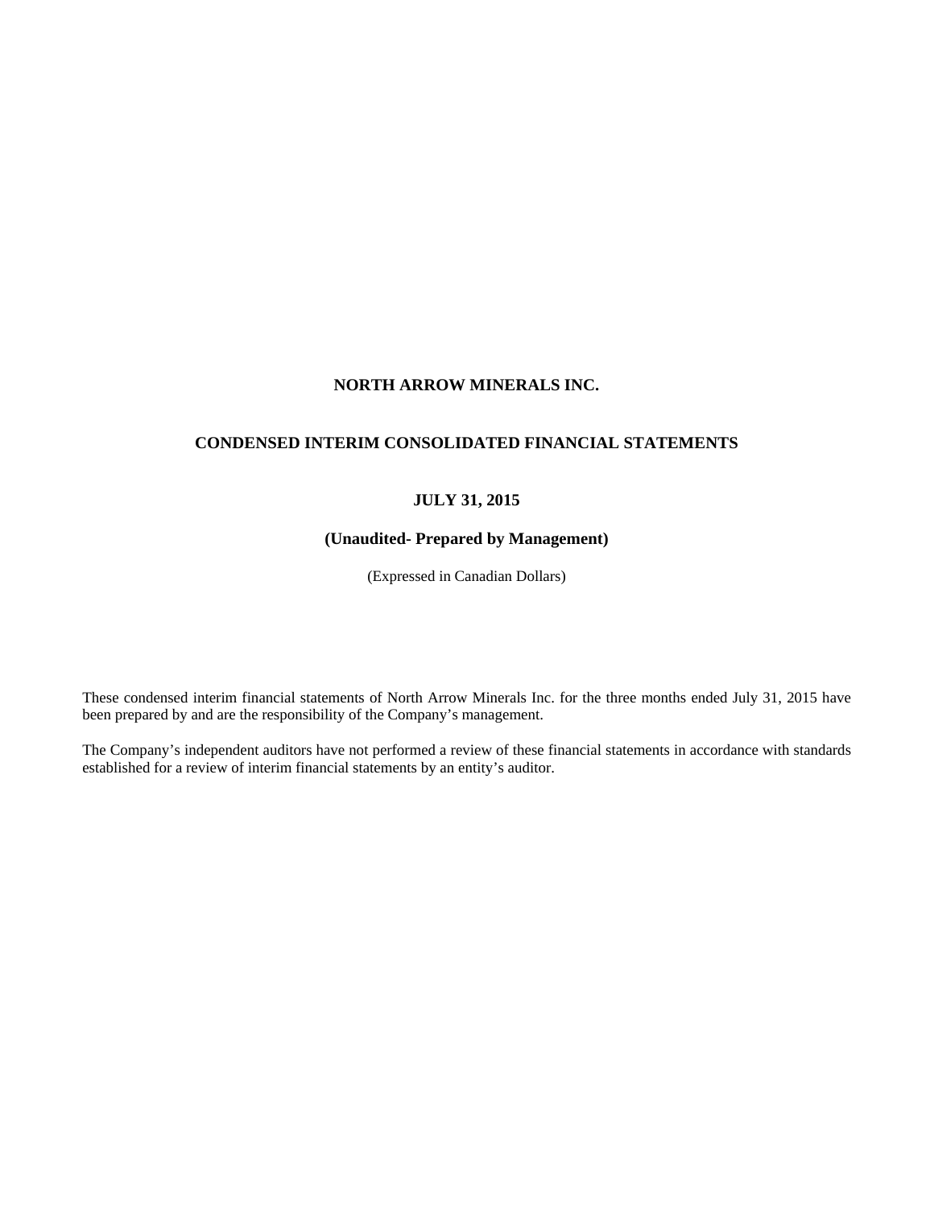**NORTH ARROW MINERALS INC.**

**CONDENSED INTERIM CONSOLIDATED FINANCIAL STATEMENTS**

**JULY 31, 2015**

**(Unaudited- Prepared by Management)**

(Expressed in Canadian Dollars)

These condensed interim financial statements of North Arrow Minerals Inc. for the three months ended July 31, 2015 have been prepared by and are the responsibility of the Company's management.

The Company's independent auditors have not performed a review of these financial statements in accordance with standards established for a review of interim financial statements by an entity's auditor.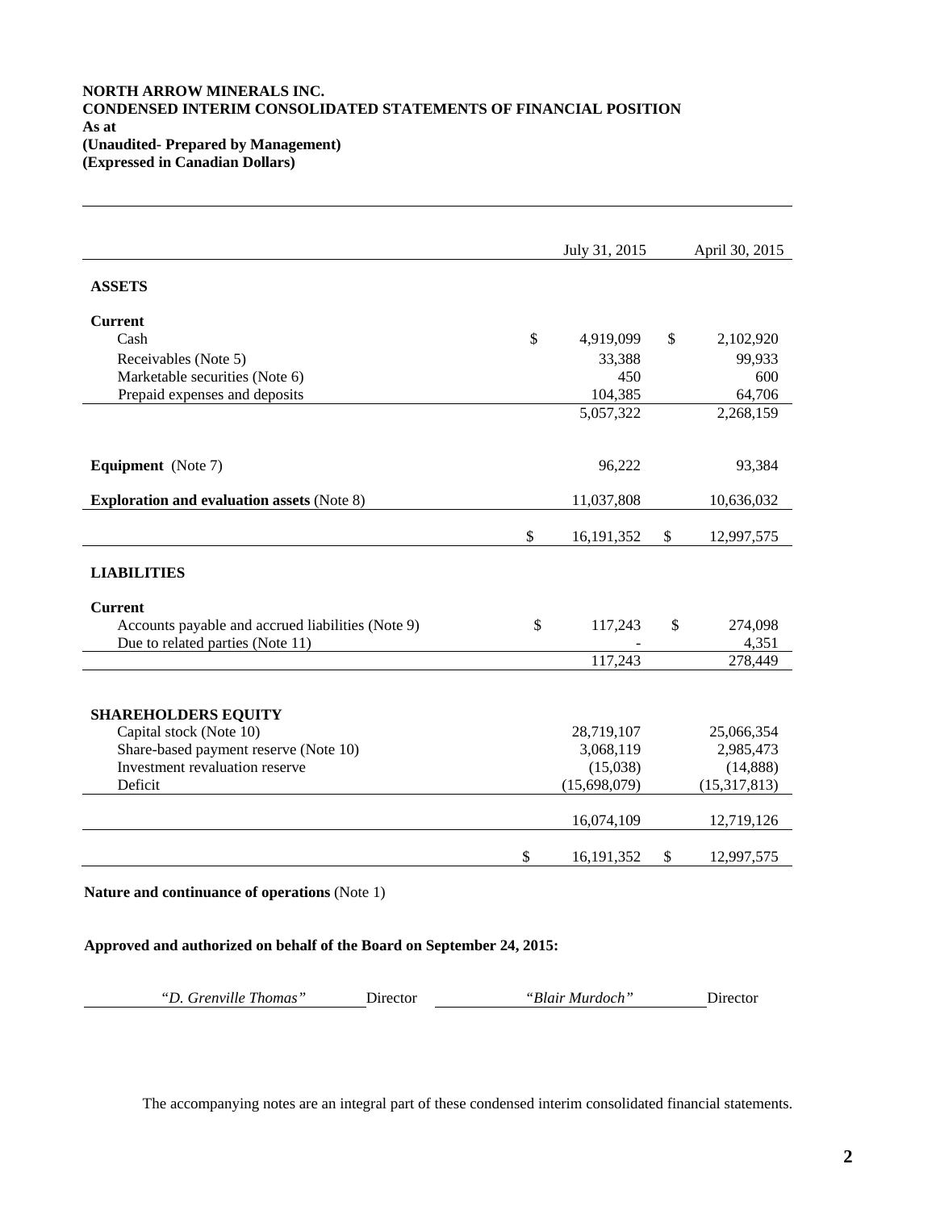**NORTH ARROW MINERALS INC.**
**CONDENSED INTERIM CONSOLIDATED STATEMENTS OF FINANCIAL POSITION**
**As at**
**(Unaudited- Prepared by Management)**
**(Expressed in Canadian Dollars)**

| | July 31, 2015 | April 30, 2015 |
|---|---|---|
| **ASSETS** | | |
| **Current** | | |
| Cash | $ 4,919,099 | $ 2,102,920 |
| Receivables (Note 5) | 33,388 | 99,933 |
| Marketable securities (Note 6) | 450 | 600 |
| Prepaid expenses and deposits | 104,385 | 64,706 |
| | 5,057,322 | 2,268,159 |
| **Equipment** (Note 7) | 96,222 | 93,384 |
| **Exploration and evaluation assets** (Note 8) | 11,037,808 | 10,636,032 |
| | $ 16,191,352 | $ 12,997,575 |
| **LIABILITIES** | | |
| **Current** | | |
| Accounts payable and accrued liabilities (Note 9) | $ 117,243 | $ 274,098 |
| Due to related parties (Note 11) | - | 4,351 |
| | 117,243 | 278,449 |
| **SHAREHOLDERS EQUITY** | | |
| Capital stock (Note 10) | 28,719,107 | 25,066,354 |
| Share-based payment reserve (Note 10) | 3,068,119 | 2,985,473 |
| Investment revaluation reserve | (15,038) | (14,888) |
| Deficit | (15,698,079) | (15,317,813) |
| | 16,074,109 | 12,719,126 |
| | $ 16,191,352 | $ 12,997,575 |

**Nature and continuance of operations** (Note 1)

**Approved and authorized on behalf of the Board on September 24, 2015:**

*"D. Grenville Thomas"* Director *"Blair Murdoch"* Director

The accompanying notes are an integral part of these condensed interim consolidated financial statements.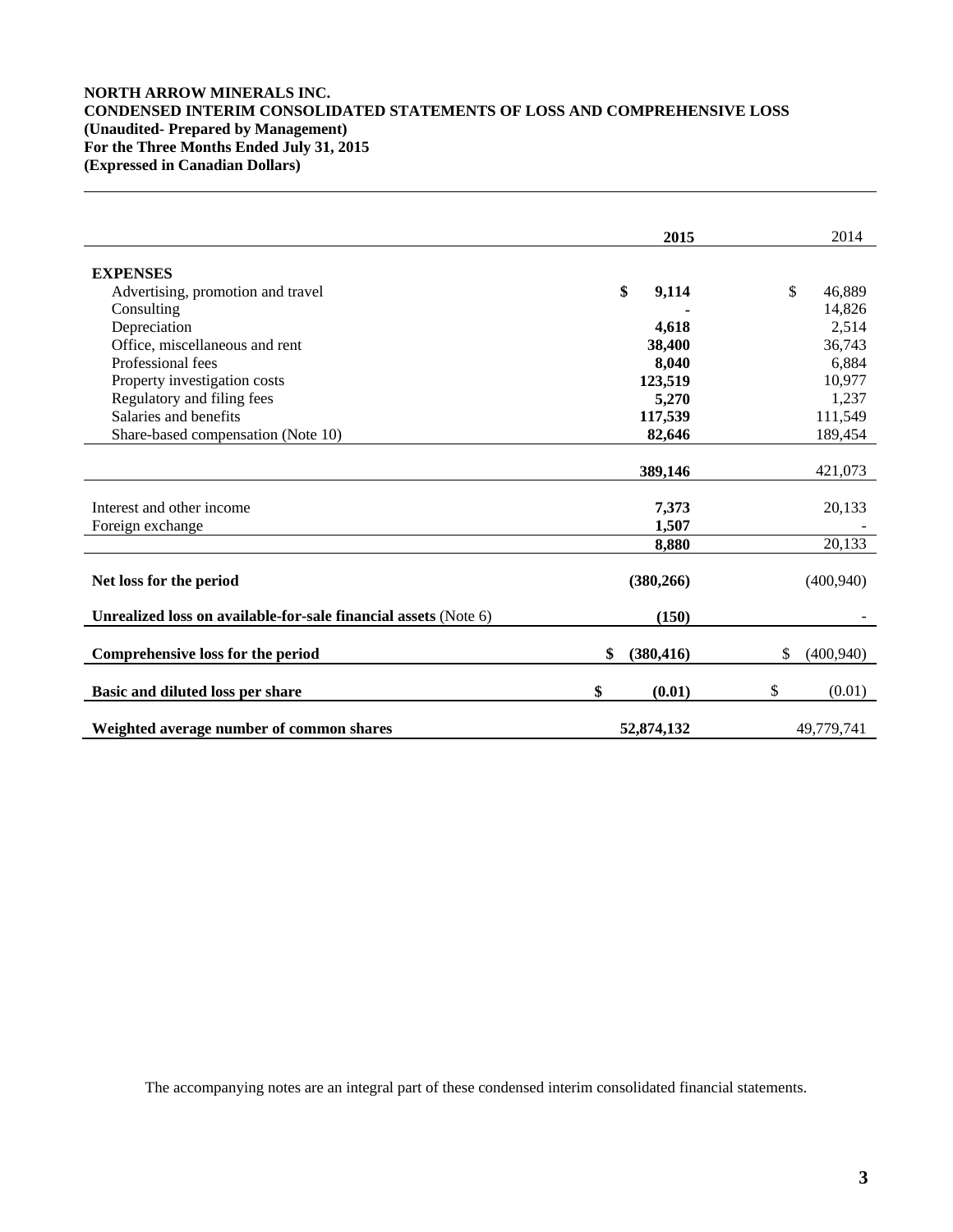**NORTH ARROW MINERALS INC.**
**CONDENSED INTERIM CONSOLIDATED STATEMENTS OF LOSS AND COMPREHENSIVE LOSS**
**(Unaudited- Prepared by Management)**
**For the Three Months Ended July 31, 2015**
**(Expressed in Canadian Dollars)**

| | **2015** | 2014 |
|---|---|---|
| **EXPENSES** | | |
| Advertising, promotion and travel | **$ 9,114** | $ 46,889 |
| Consulting | **-** | 14,826 |
| Depreciation | **4,618** | 2,514 |
| Office, miscellaneous and rent | **38,400** | 36,743 |
| Professional fees | **8,040** | 6,884 |
| Property investigation costs | **123,519** | 10,977 |
| Regulatory and filing fees | **5,270** | 1,237 |
| Salaries and benefits | **117,539** | 111,549 |
| Share-based compensation (Note 10) | **82,646** | 189,454 |
| | **389,146** | 421,073 |
| Interest and other income | **7,373** | 20,133 |
| Foreign exchange | **1,507** | - |
| | **8,880** | 20,133 |
| **Net loss for the period** | **(380,266)** | (400,940) |
| **Unrealized loss on available-for-sale financial assets** (Note 6) | **(150)** | - |
| **Comprehensive loss for the period** | **$ (380,416)** | $ (400,940) |
| **Basic and diluted loss per share** | **$ (0.01)** | $ (0.01) |
| **Weighted average number of common shares** | **52,874,132** | 49,779,741 |

The accompanying notes are an integral part of these condensed interim consolidated financial statements.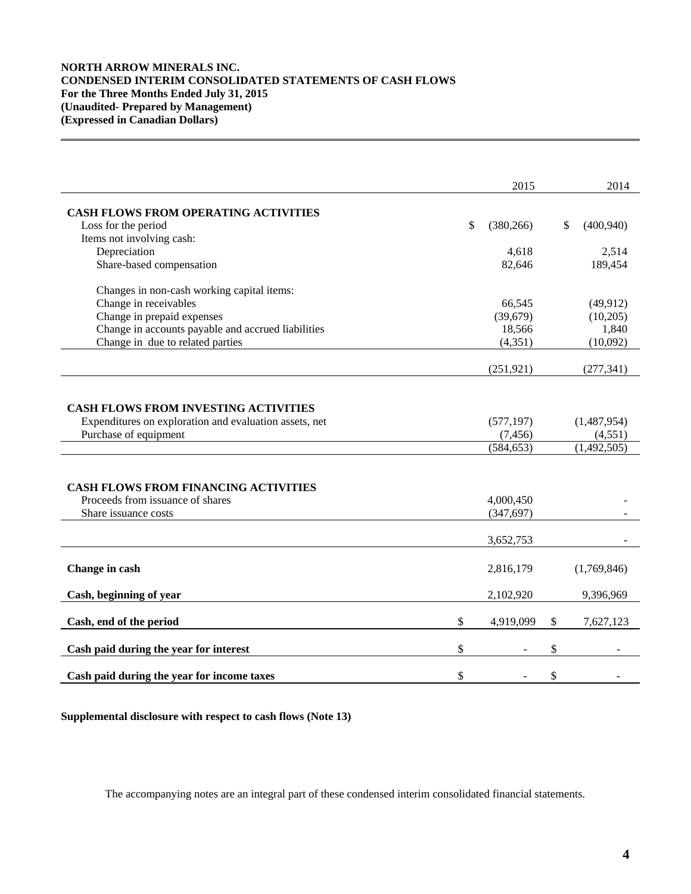**NORTH ARROW MINERALS INC.**
**CONDENSED INTERIM CONSOLIDATED STATEMENTS OF CASH FLOWS**
**For the Three Months Ended July 31, 2015**
**(Unaudited- Prepared by Management)**
**(Expressed in Canadian Dollars)**

| | 2015 | 2014 |
|---|---|---|
| **CASH FLOWS FROM OPERATING ACTIVITIES** | | |
| Loss for the period | $ (380,266) | $ (400,940) |
| Items not involving cash: | | |
| Depreciation | 4,618 | 2,514 |
| Share-based compensation | 82,646 | 189,454 |
| Changes in non-cash working capital items: | | |
| Change in receivables | 66,545 | (49,912) |
| Change in prepaid expenses | (39,679) | (10,205) |
| Change in accounts payable and accrued liabilities | 18,566 | 1,840 |
| Change in due to related parties | (4,351) | (10,092) |
| | (251,921) | (277,341) |
| **CASH FLOWS FROM INVESTING ACTIVITIES** | | |
| Expenditures on exploration and evaluation assets, net | (577,197) | (1,487,954) |
| Purchase of equipment | (7,456) | (4,551) |
| | (584,653) | (1,492,505) |
| **CASH FLOWS FROM FINANCING ACTIVITIES** | | |
| Proceeds from issuance of shares | 4,000,450 | - |
| Share issuance costs | (347,697) | - |
| | 3,652,753 | - |
| **Change in cash** | 2,816,179 | (1,769,846) |
| **Cash, beginning of year** | 2,102,920 | 9,396,969 |
| **Cash, end of the period** | $ 4,919,099 | $ 7,627,123 |
| **Cash paid during the year for interest** | $ - | $ - |
| **Cash paid during the year for income taxes** | $ - | $ - |

**Supplemental disclosure with respect to cash flows (Note 13)**

The accompanying notes are an integral part of these condensed interim consolidated financial statements.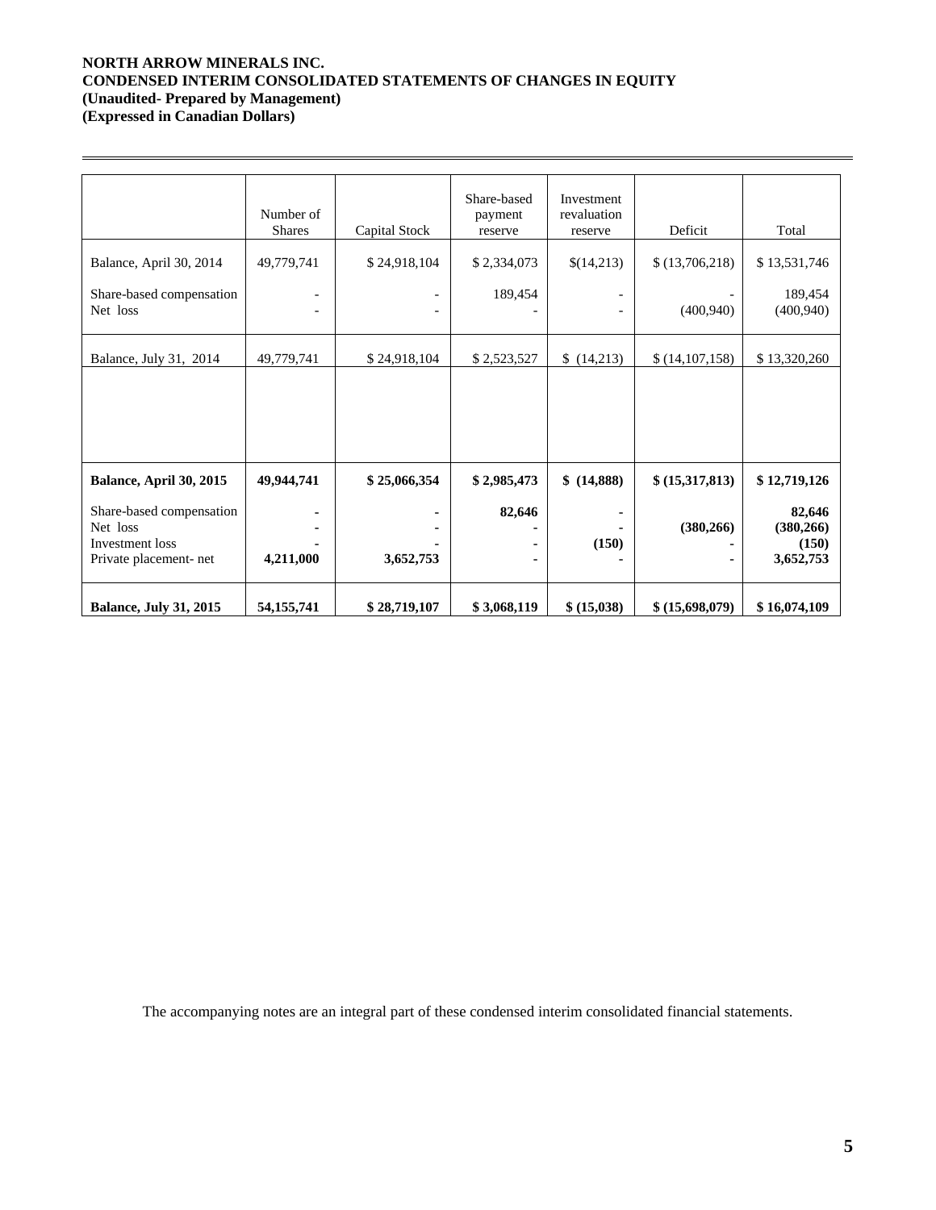**NORTH ARROW MINERALS INC.**
**CONDENSED INTERIM CONSOLIDATED STATEMENTS OF CHANGES IN EQUITY**
**(Unaudited- Prepared by Management)**
**(Expressed in Canadian Dollars)**

| | Number of Shares | Capital Stock | Share-based payment reserve | Investment revaluation reserve | Deficit | Total |
|---|---|---|---|---|---|---|
| Balance, April 30, 2014 | 49,779,741 | $ 24,918,104 | $ 2,334,073 | $(14,213) | $ (13,706,218) | $ 13,531,746 |
| Share-based compensation | - | - | 189,454 | - | - | 189,454 |
| Net loss | - | - | - | - | (400,940) | (400,940) |
| Balance, July 31, 2014 | 49,779,741 | $ 24,918,104 | $ 2,523,527 | $ (14,213) | $ (14,107,158) | $ 13,320,260 |
| | | | | | | |
| **Balance, April 30, 2015** | **49,944,741** | **$ 25,066,354** | **$ 2,985,473** | **$ (14,888)** | **$ (15,317,813)** | **$ 12,719,126** |
| Share-based compensation | **-** | **-** | **82,646** | **-** | | **82,646** |
| Net loss | **-** | **-** | **-** | **-** | **(380,266)** | **(380,266)** |
| Investment loss | **-** | **-** | **-** | **(150)** | **-** | **(150)** |
| Private placement- net | **4,211,000** | **3,652,753** | **-** | **-** | **-** | **3,652,753** |
| **Balance, July 31, 2015** | **54,155,741** | **$ 28,719,107** | **$ 3,068,119** | **$ (15,038)** | **$ (15,698,079)** | **$ 16,074,109** |

The accompanying notes are an integral part of these condensed interim consolidated financial statements.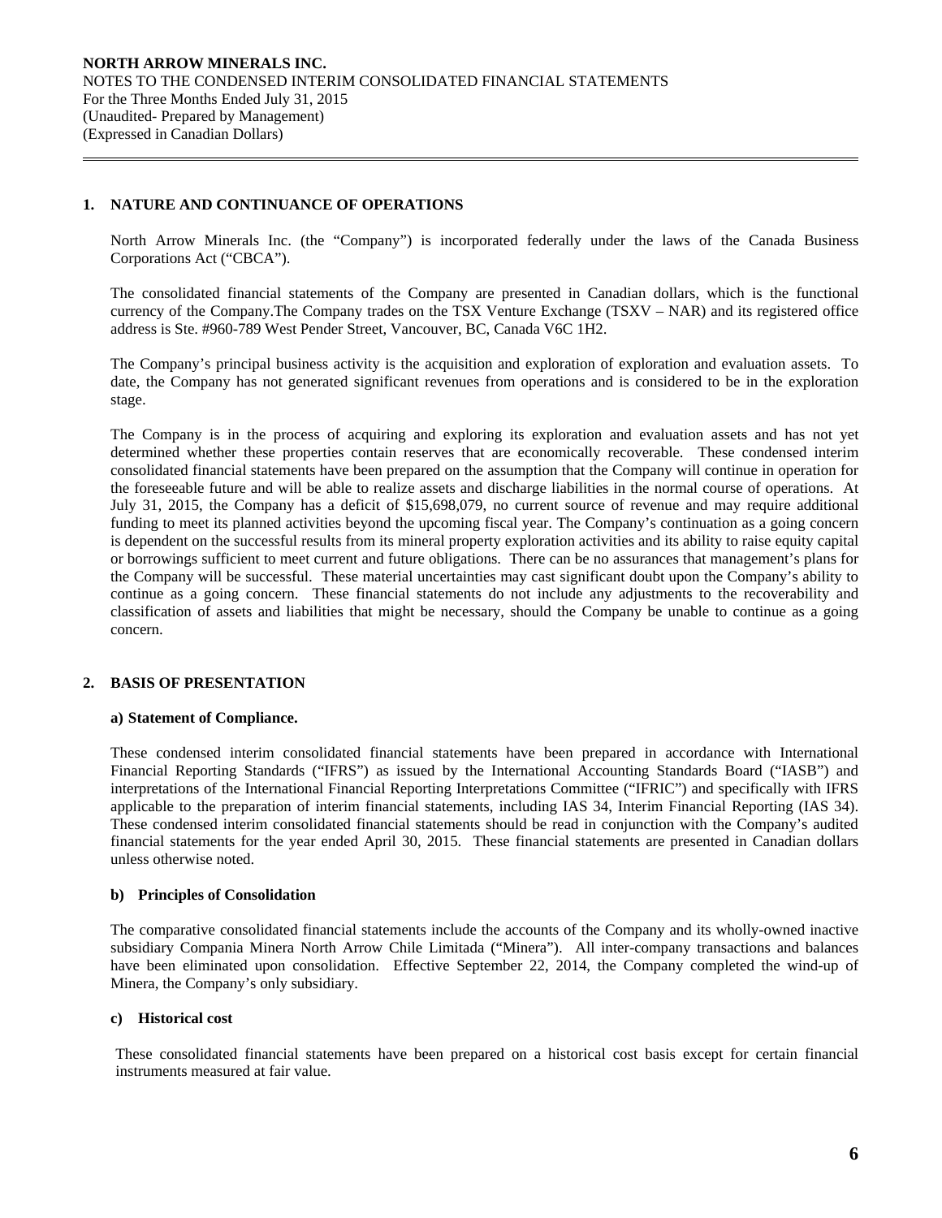## 1. NATURE AND CONTINUANCE OF OPERATIONS

North Arrow Minerals Inc. (the "Company") is incorporated federally under the laws of the Canada Business Corporations Act ("CBCA").

The consolidated financial statements of the Company are presented in Canadian dollars, which is the functional currency of the Company.The Company trades on the TSX Venture Exchange (TSXV – NAR) and its registered office address is Ste. #960-789 West Pender Street, Vancouver, BC, Canada V6C 1H2.

The Company's principal business activity is the acquisition and exploration of exploration and evaluation assets. To date, the Company has not generated significant revenues from operations and is considered to be in the exploration stage.

The Company is in the process of acquiring and exploring its exploration and evaluation assets and has not yet determined whether these properties contain reserves that are economically recoverable. These condensed interim consolidated financial statements have been prepared on the assumption that the Company will continue in operation for the foreseeable future and will be able to realize assets and discharge liabilities in the normal course of operations. At July 31, 2015, the Company has a deficit of $15,698,079, no current source of revenue and may require additional funding to meet its planned activities beyond the upcoming fiscal year. The Company's continuation as a going concern is dependent on the successful results from its mineral property exploration activities and its ability to raise equity capital or borrowings sufficient to meet current and future obligations. There can be no assurances that management's plans for the Company will be successful. These material uncertainties may cast significant doubt upon the Company's ability to continue as a going concern. These financial statements do not include any adjustments to the recoverability and classification of assets and liabilities that might be necessary, should the Company be unable to continue as a going concern.

## 2. BASIS OF PRESENTATION

### a) Statement of Compliance.

These condensed interim consolidated financial statements have been prepared in accordance with International Financial Reporting Standards ("IFRS") as issued by the International Accounting Standards Board ("IASB") and interpretations of the International Financial Reporting Interpretations Committee ("IFRIC") and specifically with IFRS applicable to the preparation of interim financial statements, including IAS 34, Interim Financial Reporting (IAS 34). These condensed interim consolidated financial statements should be read in conjunction with the Company's audited financial statements for the year ended April 30, 2015. These financial statements are presented in Canadian dollars unless otherwise noted.

### b) Principles of Consolidation

The comparative consolidated financial statements include the accounts of the Company and its wholly-owned inactive subsidiary Compania Minera North Arrow Chile Limitada ("Minera"). All inter-company transactions and balances have been eliminated upon consolidation. Effective September 22, 2014, the Company completed the wind-up of Minera, the Company's only subsidiary.

### c) Historical cost

These consolidated financial statements have been prepared on a historical cost basis except for certain financial instruments measured at fair value.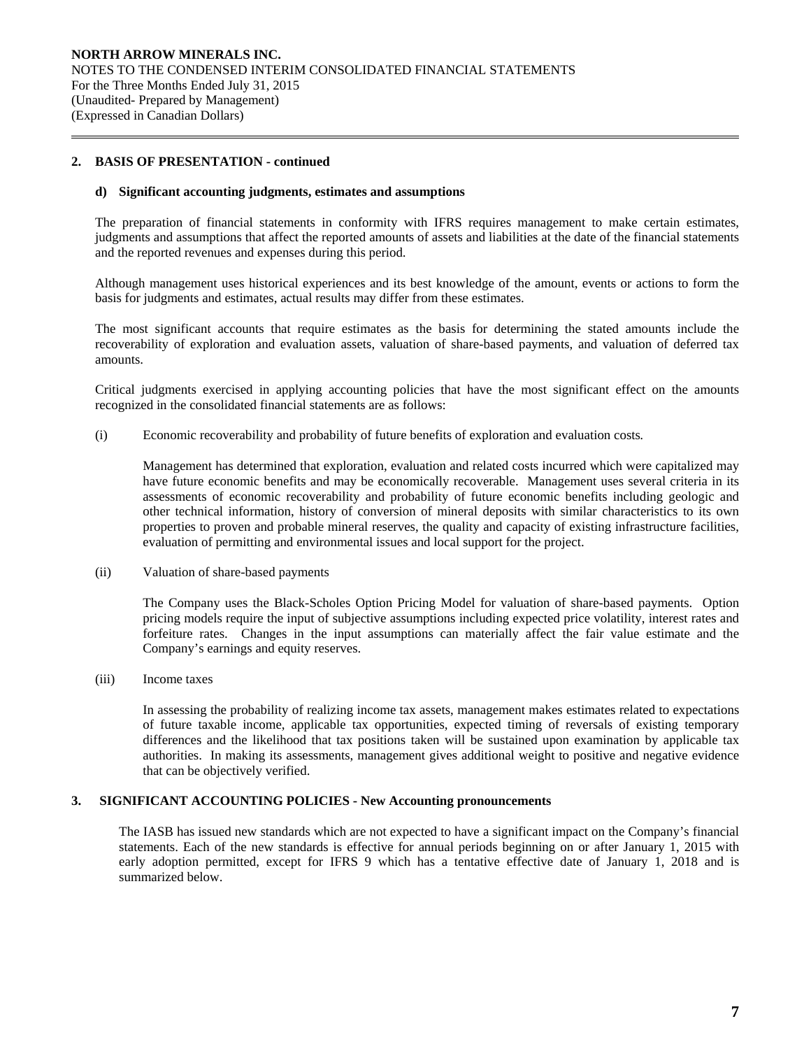## 2. BASIS OF PRESENTATION - continued

### d) Significant accounting judgments, estimates and assumptions

The preparation of financial statements in conformity with IFRS requires management to make certain estimates, judgments and assumptions that affect the reported amounts of assets and liabilities at the date of the financial statements and the reported revenues and expenses during this period.

Although management uses historical experiences and its best knowledge of the amount, events or actions to form the basis for judgments and estimates, actual results may differ from these estimates.

The most significant accounts that require estimates as the basis for determining the stated amounts include the recoverability of exploration and evaluation assets, valuation of share-based payments, and valuation of deferred tax amounts.

Critical judgments exercised in applying accounting policies that have the most significant effect on the amounts recognized in the consolidated financial statements are as follows:

(i) Economic recoverability and probability of future benefits of exploration and evaluation costs*.*

Management has determined that exploration, evaluation and related costs incurred which were capitalized may have future economic benefits and may be economically recoverable. Management uses several criteria in its assessments of economic recoverability and probability of future economic benefits including geologic and other technical information, history of conversion of mineral deposits with similar characteristics to its own properties to proven and probable mineral reserves, the quality and capacity of existing infrastructure facilities, evaluation of permitting and environmental issues and local support for the project.

(ii) Valuation of share-based payments

The Company uses the Black-Scholes Option Pricing Model for valuation of share-based payments. Option pricing models require the input of subjective assumptions including expected price volatility, interest rates and forfeiture rates. Changes in the input assumptions can materially affect the fair value estimate and the Company's earnings and equity reserves.

(iii) Income taxes

In assessing the probability of realizing income tax assets, management makes estimates related to expectations of future taxable income, applicable tax opportunities, expected timing of reversals of existing temporary differences and the likelihood that tax positions taken will be sustained upon examination by applicable tax authorities. In making its assessments, management gives additional weight to positive and negative evidence that can be objectively verified.

## 3. SIGNIFICANT ACCOUNTING POLICIES - New Accounting pronouncements

The IASB has issued new standards which are not expected to have a significant impact on the Company's financial statements. Each of the new standards is effective for annual periods beginning on or after January 1, 2015 with early adoption permitted, except for IFRS 9 which has a tentative effective date of January 1, 2018 and is summarized below.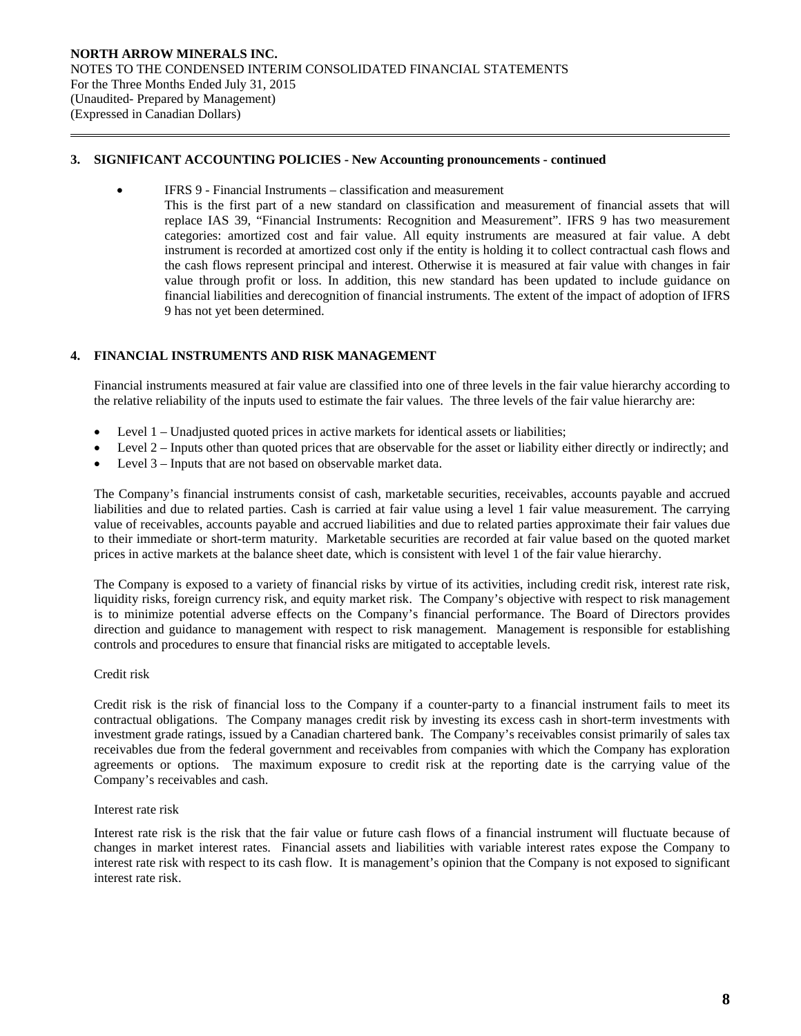### 3. SIGNIFICANT ACCOUNTING POLICIES - New Accounting pronouncements - continued

- IFRS 9 - Financial Instruments – classification and measurement

  This is the first part of a new standard on classification and measurement of financial assets that will replace IAS 39, "Financial Instruments: Recognition and Measurement". IFRS 9 has two measurement categories: amortized cost and fair value. All equity instruments are measured at fair value. A debt instrument is recorded at amortized cost only if the entity is holding it to collect contractual cash flows and the cash flows represent principal and interest. Otherwise it is measured at fair value with changes in fair value through profit or loss. In addition, this new standard has been updated to include guidance on financial liabilities and derecognition of financial instruments. The extent of the impact of adoption of IFRS 9 has not yet been determined.

### 4. FINANCIAL INSTRUMENTS AND RISK MANAGEMENT

Financial instruments measured at fair value are classified into one of three levels in the fair value hierarchy according to the relative reliability of the inputs used to estimate the fair values. The three levels of the fair value hierarchy are:

- Level 1 – Unadjusted quoted prices in active markets for identical assets or liabilities;
- Level 2 – Inputs other than quoted prices that are observable for the asset or liability either directly or indirectly; and
- Level 3 – Inputs that are not based on observable market data.

The Company's financial instruments consist of cash, marketable securities, receivables, accounts payable and accrued liabilities and due to related parties. Cash is carried at fair value using a level 1 fair value measurement. The carrying value of receivables, accounts payable and accrued liabilities and due to related parties approximate their fair values due to their immediate or short-term maturity. Marketable securities are recorded at fair value based on the quoted market prices in active markets at the balance sheet date, which is consistent with level 1 of the fair value hierarchy.

The Company is exposed to a variety of financial risks by virtue of its activities, including credit risk, interest rate risk, liquidity risks, foreign currency risk, and equity market risk. The Company's objective with respect to risk management is to minimize potential adverse effects on the Company's financial performance. The Board of Directors provides direction and guidance to management with respect to risk management. Management is responsible for establishing controls and procedures to ensure that financial risks are mitigated to acceptable levels.

Credit risk

Credit risk is the risk of financial loss to the Company if a counter-party to a financial instrument fails to meet its contractual obligations. The Company manages credit risk by investing its excess cash in short-term investments with investment grade ratings, issued by a Canadian chartered bank. The Company's receivables consist primarily of sales tax receivables due from the federal government and receivables from companies with which the Company has exploration agreements or options. The maximum exposure to credit risk at the reporting date is the carrying value of the Company's receivables and cash.

Interest rate risk

Interest rate risk is the risk that the fair value or future cash flows of a financial instrument will fluctuate because of changes in market interest rates. Financial assets and liabilities with variable interest rates expose the Company to interest rate risk with respect to its cash flow. It is management's opinion that the Company is not exposed to significant interest rate risk.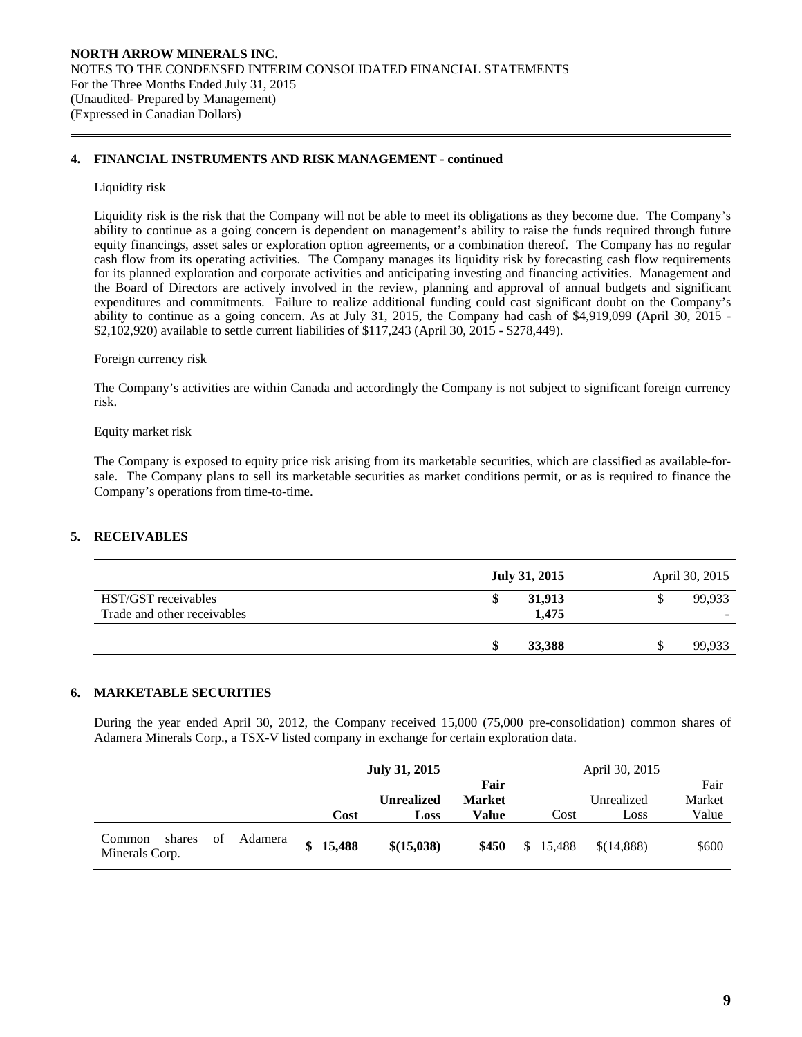**NORTH ARROW MINERALS INC.**
NOTES TO THE CONDENSED INTERIM CONSOLIDATED FINANCIAL STATEMENTS
For the Three Months Ended July 31, 2015
(Unaudited- Prepared by Management)
(Expressed in Canadian Dollars)

## 4. FINANCIAL INSTRUMENTS AND RISK MANAGEMENT - continued

Liquidity risk

Liquidity risk is the risk that the Company will not be able to meet its obligations as they become due. The Company's ability to continue as a going concern is dependent on management's ability to raise the funds required through future equity financings, asset sales or exploration option agreements, or a combination thereof. The Company has no regular cash flow from its operating activities. The Company manages its liquidity risk by forecasting cash flow requirements for its planned exploration and corporate activities and anticipating investing and financing activities. Management and the Board of Directors are actively involved in the review, planning and approval of annual budgets and significant expenditures and commitments. Failure to realize additional funding could cast significant doubt on the Company's ability to continue as a going concern. As at July 31, 2015, the Company had cash of $4,919,099 (April 30, 2015 - $2,102,920) available to settle current liabilities of $117,243 (April 30, 2015 - $278,449).

Foreign currency risk

The Company's activities are within Canada and accordingly the Company is not subject to significant foreign currency risk.

Equity market risk

The Company is exposed to equity price risk arising from its marketable securities, which are classified as available-for-sale. The Company plans to sell its marketable securities as market conditions permit, or as is required to finance the Company's operations from time-to-time.

## 5. RECEIVABLES

| | **July 31, 2015** | April 30, 2015 |
|---|---|---|
| HST/GST receivables | **$ 31,913** | $ 99,933 |
| Trade and other receivables | **1,475** | - |
| | **$ 33,388** | $ 99,933 |

## 6. MARKETABLE SECURITIES

During the year ended April 30, 2012, the Company received 15,000 (75,000 pre-consolidation) common shares of Adamera Minerals Corp., a TSX-V listed company in exchange for certain exploration data.

| | **July 31, 2015** | | | April 30, 2015 | | |
|---|---|---|---|---|---|---|
| | **Cost** | **Unrealized Loss** | **Fair Market Value** | Cost | Unrealized Loss | Fair Market Value |
| Common shares of Adamera Minerals Corp. | **$ 15,488** | **$(15,038)** | **$450** | $ 15,488 | $(14,888) | $600 |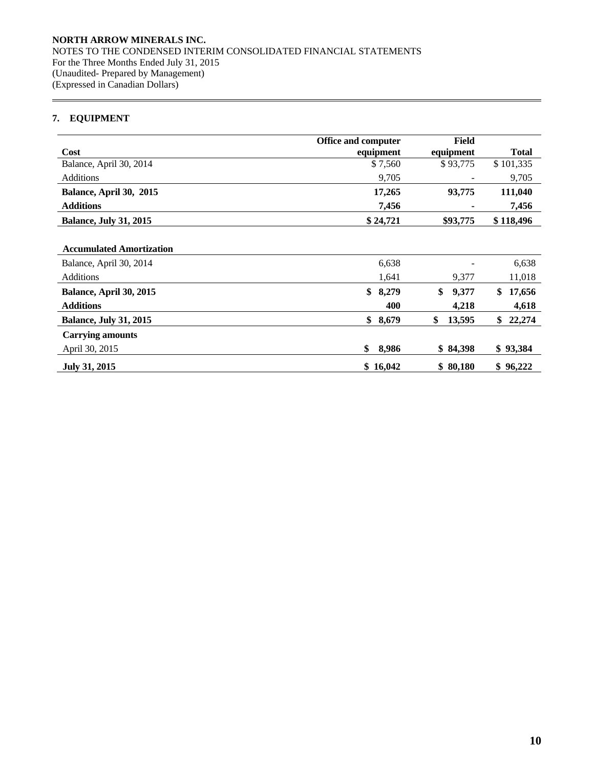**NORTH ARROW MINERALS INC.**
NOTES TO THE CONDENSED INTERIM CONSOLIDATED FINANCIAL STATEMENTS
For the Three Months Ended July 31, 2015
(Unaudited- Prepared by Management)
(Expressed in Canadian Dollars)

## 7. EQUIPMENT

| Cost | Office and computer equipment | Field equipment | Total |
|---|---|---|---|
| Balance, April 30, 2014 | $ 7,560 | $ 93,775 | $ 101,335 |
| Additions | 9,705 | - | 9,705 |
| **Balance, April 30, 2015** | **17,265** | **93,775** | **111,040** |
| **Additions** | **7,456** | **-** | **7,456** |
| **Balance, July 31, 2015** | **$ 24,721** | **$93,775** | **$ 118,496** |
| | | | |
| **Accumulated Amortization** | | | |
| Balance, April 30, 2014 | 6,638 | - | 6,638 |
| Additions | 1,641 | 9,377 | 11,018 |
| **Balance, April 30, 2015** | **$ 8,279** | **$ 9,377** | **$ 17,656** |
| **Additions** | **400** | **4,218** | **4,618** |
| **Balance, July 31, 2015** | **$ 8,679** | **$ 13,595** | **$ 22,274** |
| **Carrying amounts** | | | |
| April 30, 2015 | **$ 8,986** | **$ 84,398** | **$ 93,384** |
| **July 31, 2015** | **$ 16,042** | **$ 80,180** | **$ 96,222** |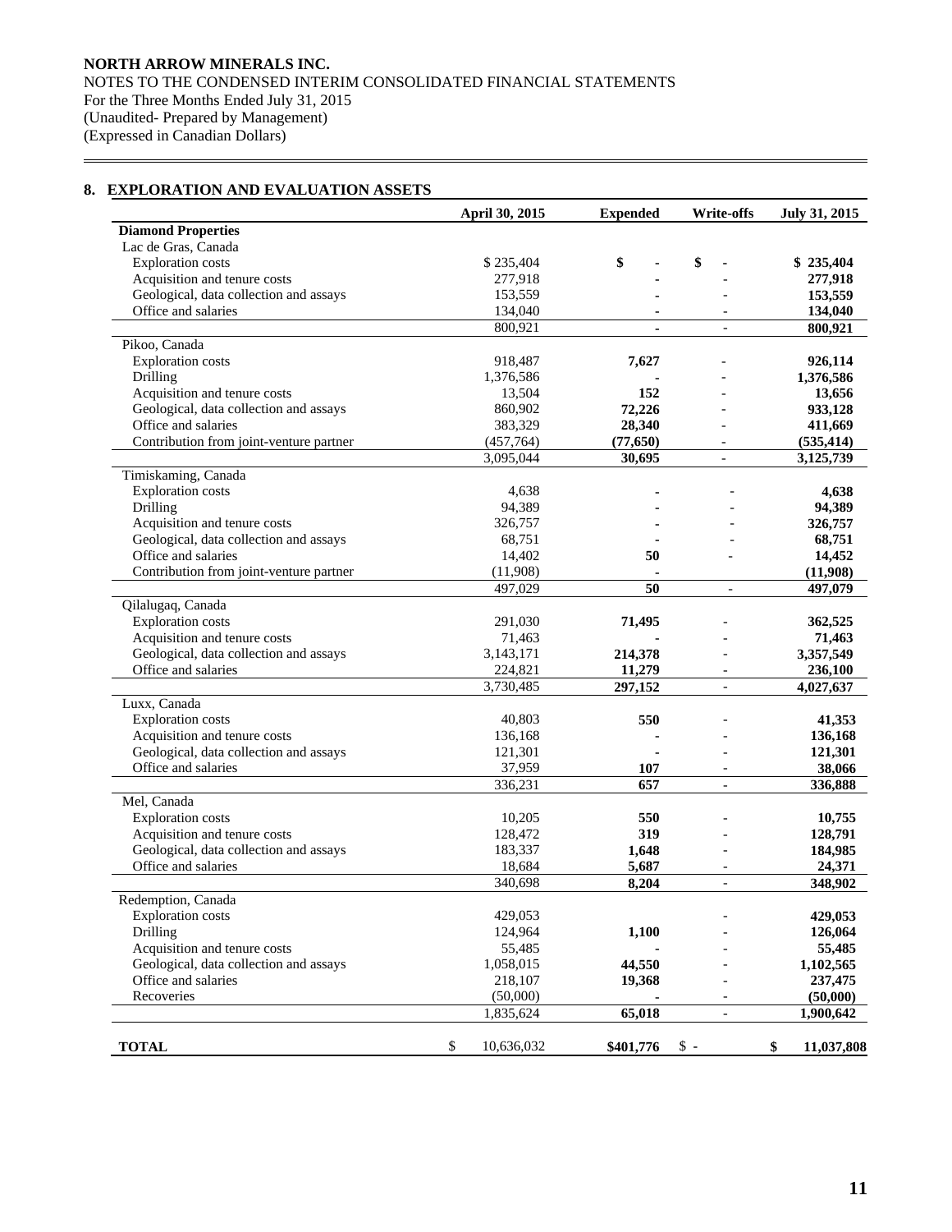**NORTH ARROW MINERALS INC.**
NOTES TO THE CONDENSED INTERIM CONSOLIDATED FINANCIAL STATEMENTS
For the Three Months Ended July 31, 2015
(Unaudited- Prepared by Management)
(Expressed in Canadian Dollars)

## 8. EXPLORATION AND EVALUATION ASSETS

| | April 30, 2015 | Expended | Write-offs | July 31, 2015 |
|---|---|---|---|---|
| **Diamond Properties** | | | | |
| Lac de Gras, Canada | | | | |
| Exploration costs | $ 235,404 | $ - | $ - | $ 235,404 |
| Acquisition and tenure costs | 277,918 | - | - | 277,918 |
| Geological, data collection and assays | 153,559 | - | - | 153,559 |
| Office and salaries | 134,040 | - | - | 134,040 |
| | 800,921 | - | - | 800,921 |
| Pikoo, Canada | | | | |
| Exploration costs | 918,487 | 7,627 | - | 926,114 |
| Drilling | 1,376,586 | - | - | 1,376,586 |
| Acquisition and tenure costs | 13,504 | 152 | - | 13,656 |
| Geological, data collection and assays | 860,902 | 72,226 | - | 933,128 |
| Office and salaries | 383,329 | 28,340 | - | 411,669 |
| Contribution from joint-venture partner | (457,764) | (77,650) | - | (535,414) |
| | 3,095,044 | 30,695 | - | 3,125,739 |
| Timiskaming, Canada | | | | |
| Exploration costs | 4,638 | - | - | 4,638 |
| Drilling | 94,389 | - | - | 94,389 |
| Acquisition and tenure costs | 326,757 | - | - | 326,757 |
| Geological, data collection and assays | 68,751 | - | - | 68,751 |
| Office and salaries | 14,402 | 50 | - | 14,452 |
| Contribution from joint-venture partner | (11,908) | - | | (11,908) |
| | 497,029 | 50 | - | 497,079 |
| Qilalugaq, Canada | | | | |
| Exploration costs | 291,030 | 71,495 | - | 362,525 |
| Acquisition and tenure costs | 71,463 | - | - | 71,463 |
| Geological, data collection and assays | 3,143,171 | 214,378 | - | 3,357,549 |
| Office and salaries | 224,821 | 11,279 | - | 236,100 |
| | 3,730,485 | 297,152 | - | 4,027,637 |
| Luxx, Canada | | | | |
| Exploration costs | 40,803 | 550 | - | 41,353 |
| Acquisition and tenure costs | 136,168 | - | - | 136,168 |
| Geological, data collection and assays | 121,301 | - | - | 121,301 |
| Office and salaries | 37,959 | 107 | - | 38,066 |
| | 336,231 | 657 | - | 336,888 |
| Mel, Canada | | | | |
| Exploration costs | 10,205 | 550 | - | 10,755 |
| Acquisition and tenure costs | 128,472 | 319 | - | 128,791 |
| Geological, data collection and assays | 183,337 | 1,648 | - | 184,985 |
| Office and salaries | 18,684 | 5,687 | - | 24,371 |
| | 340,698 | 8,204 | - | 348,902 |
| Redemption, Canada | | | | |
| Exploration costs | 429,053 | | - | 429,053 |
| Drilling | 124,964 | 1,100 | - | 126,064 |
| Acquisition and tenure costs | 55,485 | - | - | 55,485 |
| Geological, data collection and assays | 1,058,015 | 44,550 | - | 1,102,565 |
| Office and salaries | 218,107 | 19,368 | - | 237,475 |
| Recoveries | (50,000) | - | - | (50,000) |
| | 1,835,624 | 65,018 | - | 1,900,642 |
| **TOTAL** | $ 10,636,032 | $401,776 | $ - | $ 11,037,808 |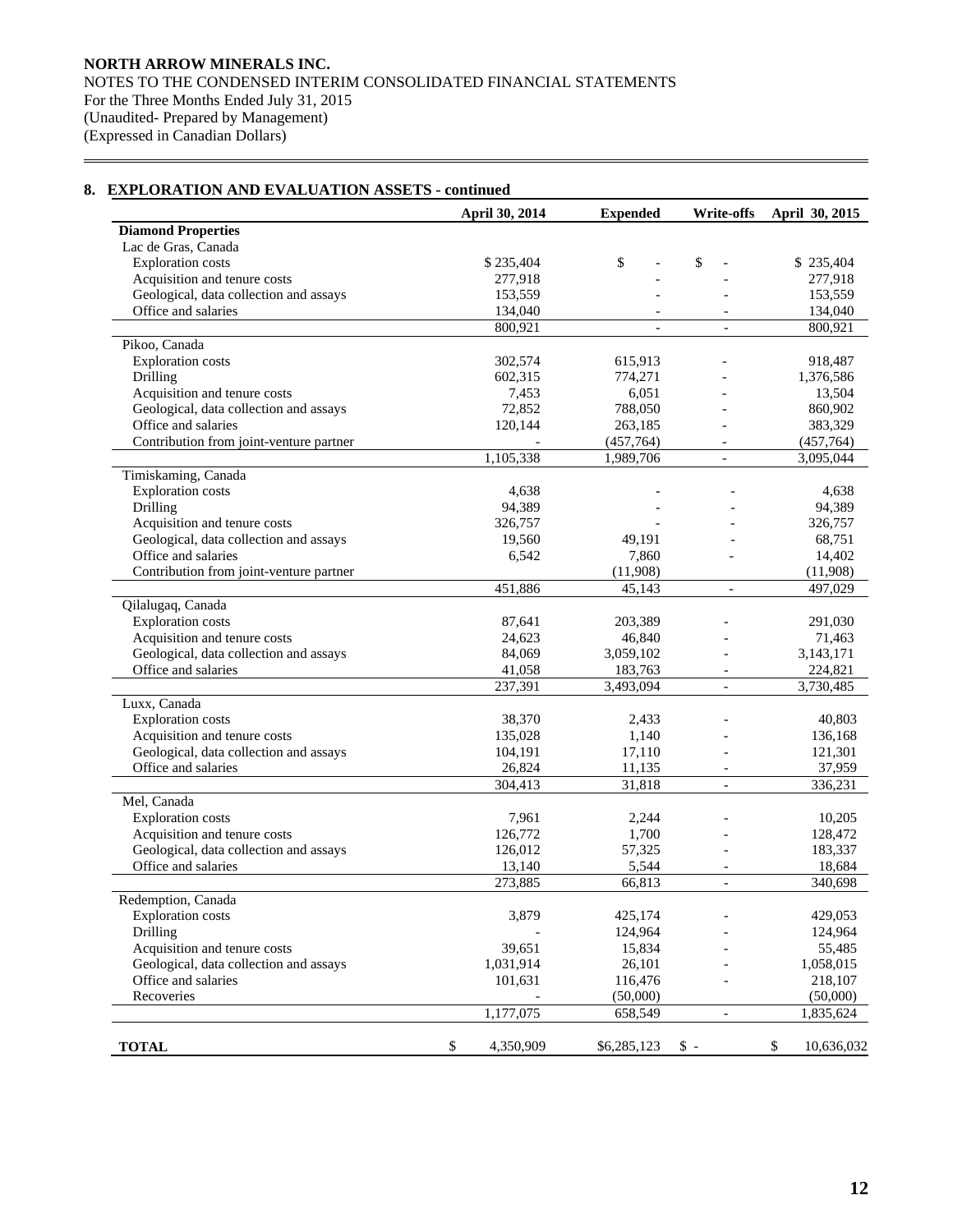**NORTH ARROW MINERALS INC.**
NOTES TO THE CONDENSED INTERIM CONSOLIDATED FINANCIAL STATEMENTS
For the Three Months Ended July 31, 2015
(Unaudited- Prepared by Management)
(Expressed in Canadian Dollars)

## 8. EXPLORATION AND EVALUATION ASSETS - continued

| | April 30, 2014 | Expended | Write-offs | April 30, 2015 |
|---|---|---|---|---|
| **Diamond Properties** | | | | |
| Lac de Gras, Canada | | | | |
| Exploration costs | $ 235,404 | $ - | $ - | $ 235,404 |
| Acquisition and tenure costs | 277,918 | - | - | 277,918 |
| Geological, data collection and assays | 153,559 | - | - | 153,559 |
| Office and salaries | 134,040 | - | - | 134,040 |
| | 800,921 | - | - | 800,921 |
| Pikoo, Canada | | | | |
| Exploration costs | 302,574 | 615,913 | - | 918,487 |
| Drilling | 602,315 | 774,271 | - | 1,376,586 |
| Acquisition and tenure costs | 7,453 | 6,051 | - | 13,504 |
| Geological, data collection and assays | 72,852 | 788,050 | - | 860,902 |
| Office and salaries | 120,144 | 263,185 | - | 383,329 |
| Contribution from joint-venture partner | - | (457,764) | - | (457,764) |
| | 1,105,338 | 1,989,706 | - | 3,095,044 |
| Timiskaming, Canada | | | | |
| Exploration costs | 4,638 | - | - | 4,638 |
| Drilling | 94,389 | - | - | 94,389 |
| Acquisition and tenure costs | 326,757 | - | - | 326,757 |
| Geological, data collection and assays | 19,560 | 49,191 | - | 68,751 |
| Office and salaries | 6,542 | 7,860 | - | 14,402 |
| Contribution from joint-venture partner | | (11,908) | | (11,908) |
| | 451,886 | 45,143 | - | 497,029 |
| Qilalugaq, Canada | | | | |
| Exploration costs | 87,641 | 203,389 | - | 291,030 |
| Acquisition and tenure costs | 24,623 | 46,840 | - | 71,463 |
| Geological, data collection and assays | 84,069 | 3,059,102 | - | 3,143,171 |
| Office and salaries | 41,058 | 183,763 | - | 224,821 |
| | 237,391 | 3,493,094 | - | 3,730,485 |
| Luxx, Canada | | | | |
| Exploration costs | 38,370 | 2,433 | - | 40,803 |
| Acquisition and tenure costs | 135,028 | 1,140 | - | 136,168 |
| Geological, data collection and assays | 104,191 | 17,110 | - | 121,301 |
| Office and salaries | 26,824 | 11,135 | - | 37,959 |
| | 304,413 | 31,818 | - | 336,231 |
| Mel, Canada | | | | |
| Exploration costs | 7,961 | 2,244 | - | 10,205 |
| Acquisition and tenure costs | 126,772 | 1,700 | - | 128,472 |
| Geological, data collection and assays | 126,012 | 57,325 | - | 183,337 |
| Office and salaries | 13,140 | 5,544 | - | 18,684 |
| | 273,885 | 66,813 | - | 340,698 |
| Redemption, Canada | | | | |
| Exploration costs | 3,879 | 425,174 | - | 429,053 |
| Drilling | - | 124,964 | - | 124,964 |
| Acquisition and tenure costs | 39,651 | 15,834 | - | 55,485 |
| Geological, data collection and assays | 1,031,914 | 26,101 | - | 1,058,015 |
| Office and salaries | 101,631 | 116,476 | - | 218,107 |
| Recoveries | - | (50,000) | | (50,000) |
| | 1,177,075 | 658,549 | - | 1,835,624 |
| **TOTAL** | $ 4,350,909 | $6,285,123 | $ - | $ 10,636,032 |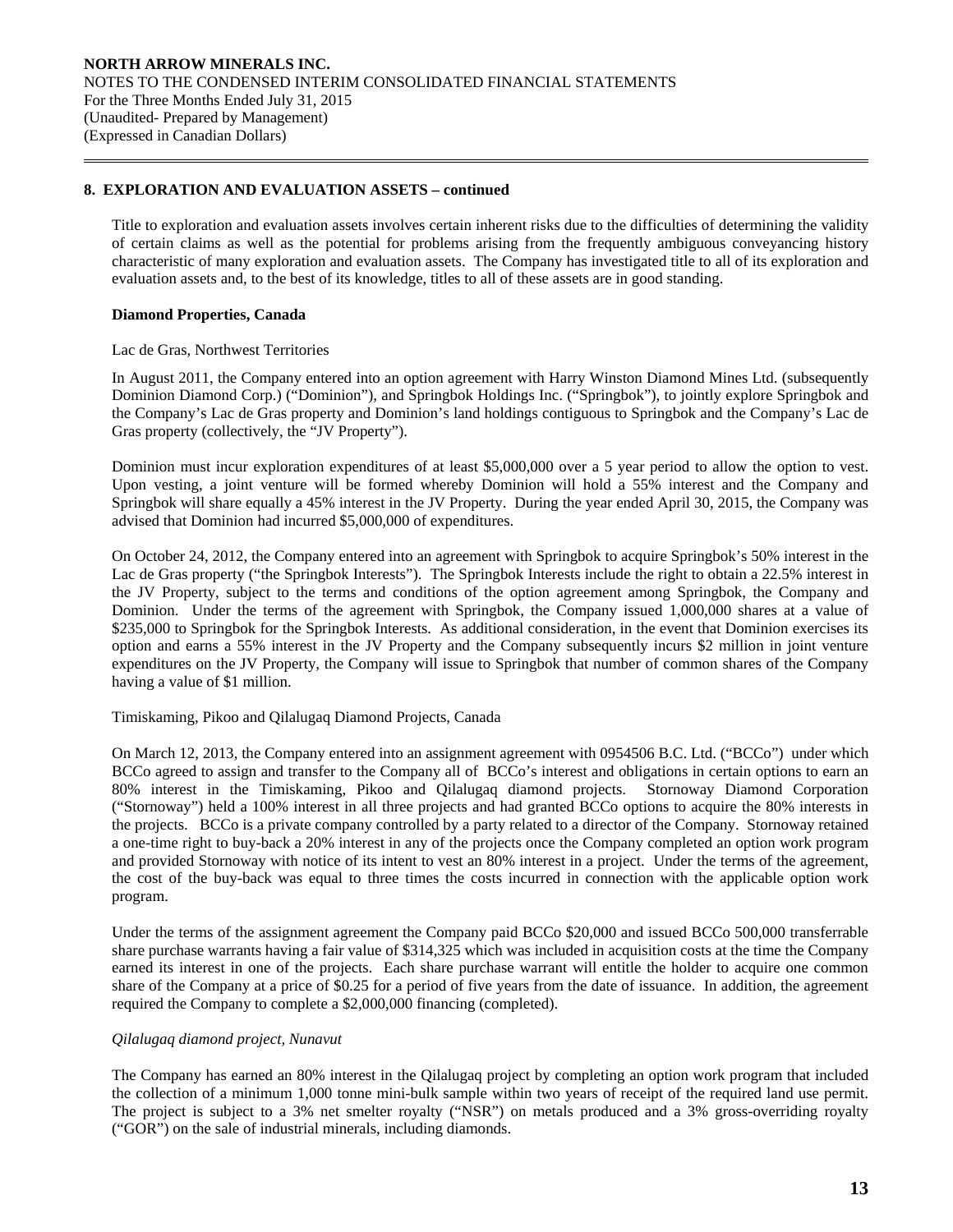## 8. EXPLORATION AND EVALUATION ASSETS – continued

Title to exploration and evaluation assets involves certain inherent risks due to the difficulties of determining the validity of certain claims as well as the potential for problems arising from the frequently ambiguous conveyancing history characteristic of many exploration and evaluation assets. The Company has investigated title to all of its exploration and evaluation assets and, to the best of its knowledge, titles to all of these assets are in good standing.

**Diamond Properties, Canada**

Lac de Gras, Northwest Territories

In August 2011, the Company entered into an option agreement with Harry Winston Diamond Mines Ltd. (subsequently Dominion Diamond Corp.) ("Dominion"), and Springbok Holdings Inc. ("Springbok"), to jointly explore Springbok and the Company's Lac de Gras property and Dominion's land holdings contiguous to Springbok and the Company's Lac de Gras property (collectively, the "JV Property").

Dominion must incur exploration expenditures of at least $5,000,000 over a 5 year period to allow the option to vest. Upon vesting, a joint venture will be formed whereby Dominion will hold a 55% interest and the Company and Springbok will share equally a 45% interest in the JV Property. During the year ended April 30, 2015, the Company was advised that Dominion had incurred $5,000,000 of expenditures.

On October 24, 2012, the Company entered into an agreement with Springbok to acquire Springbok's 50% interest in the Lac de Gras property ("the Springbok Interests"). The Springbok Interests include the right to obtain a 22.5% interest in the JV Property, subject to the terms and conditions of the option agreement among Springbok, the Company and Dominion. Under the terms of the agreement with Springbok, the Company issued 1,000,000 shares at a value of $235,000 to Springbok for the Springbok Interests. As additional consideration, in the event that Dominion exercises its option and earns a 55% interest in the JV Property and the Company subsequently incurs $2 million in joint venture expenditures on the JV Property, the Company will issue to Springbok that number of common shares of the Company having a value of $1 million.

Timiskaming, Pikoo and Qilalugaq Diamond Projects, Canada

On March 12, 2013, the Company entered into an assignment agreement with 0954506 B.C. Ltd. ("BCCo") under which BCCo agreed to assign and transfer to the Company all of BCCo's interest and obligations in certain options to earn an 80% interest in the Timiskaming, Pikoo and Qilalugaq diamond projects. Stornoway Diamond Corporation ("Stornoway") held a 100% interest in all three projects and had granted BCCo options to acquire the 80% interests in the projects. BCCo is a private company controlled by a party related to a director of the Company. Stornoway retained a one-time right to buy-back a 20% interest in any of the projects once the Company completed an option work program and provided Stornoway with notice of its intent to vest an 80% interest in a project. Under the terms of the agreement, the cost of the buy-back was equal to three times the costs incurred in connection with the applicable option work program.

Under the terms of the assignment agreement the Company paid BCCo $20,000 and issued BCCo 500,000 transferrable share purchase warrants having a fair value of $314,325 which was included in acquisition costs at the time the Company earned its interest in one of the projects. Each share purchase warrant will entitle the holder to acquire one common share of the Company at a price of $0.25 for a period of five years from the date of issuance. In addition, the agreement required the Company to complete a $2,000,000 financing (completed).

*Qilalugaq diamond project, Nunavut*

The Company has earned an 80% interest in the Qilalugaq project by completing an option work program that included the collection of a minimum 1,000 tonne mini-bulk sample within two years of receipt of the required land use permit. The project is subject to a 3% net smelter royalty ("NSR") on metals produced and a 3% gross-overriding royalty ("GOR") on the sale of industrial minerals, including diamonds.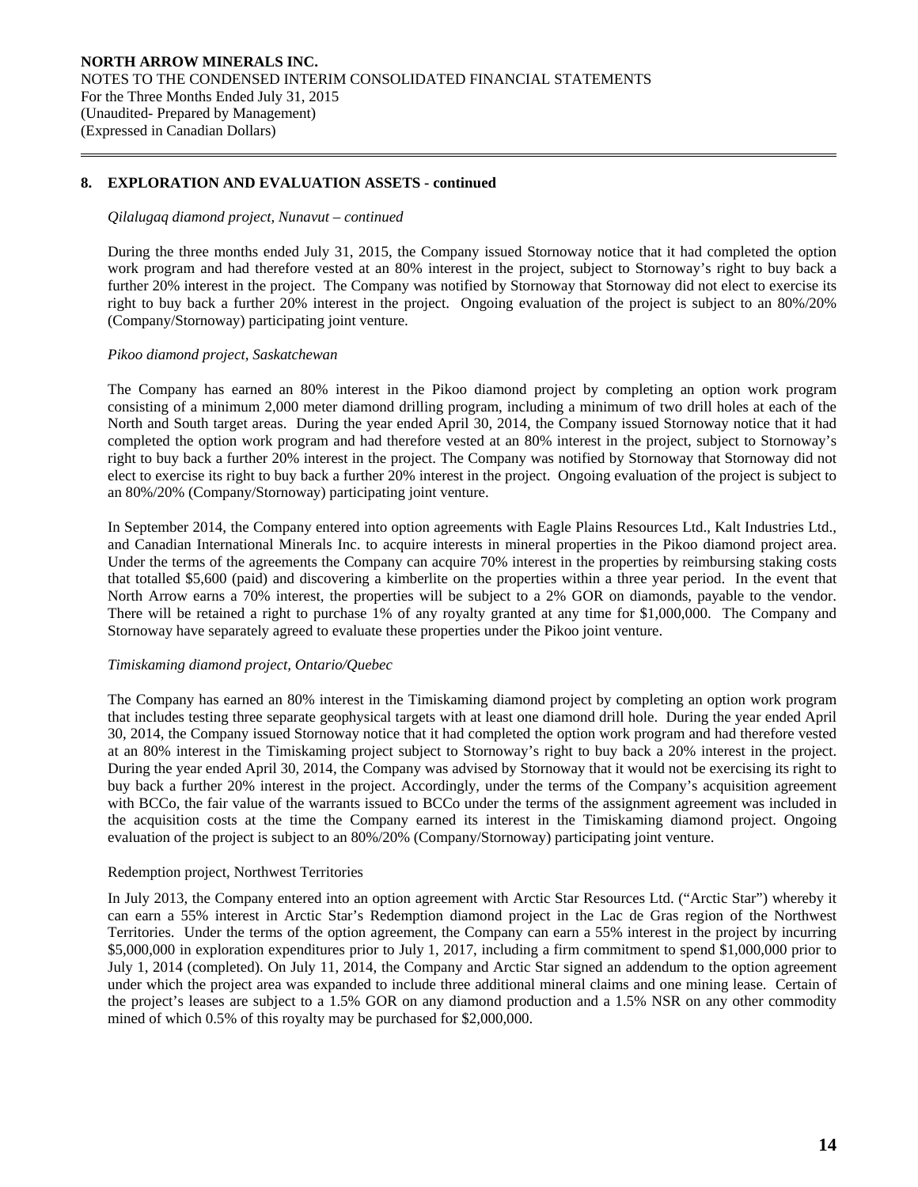## 8. EXPLORATION AND EVALUATION ASSETS - continued

*Qilalugaq diamond project, Nunavut – continued*

During the three months ended July 31, 2015, the Company issued Stornoway notice that it had completed the option work program and had therefore vested at an 80% interest in the project, subject to Stornoway's right to buy back a further 20% interest in the project. The Company was notified by Stornoway that Stornoway did not elect to exercise its right to buy back a further 20% interest in the project. Ongoing evaluation of the project is subject to an 80%/20% (Company/Stornoway) participating joint venture.

*Pikoo diamond project, Saskatchewan*

The Company has earned an 80% interest in the Pikoo diamond project by completing an option work program consisting of a minimum 2,000 meter diamond drilling program, including a minimum of two drill holes at each of the North and South target areas. During the year ended April 30, 2014, the Company issued Stornoway notice that it had completed the option work program and had therefore vested at an 80% interest in the project, subject to Stornoway's right to buy back a further 20% interest in the project. The Company was notified by Stornoway that Stornoway did not elect to exercise its right to buy back a further 20% interest in the project. Ongoing evaluation of the project is subject to an 80%/20% (Company/Stornoway) participating joint venture.

In September 2014, the Company entered into option agreements with Eagle Plains Resources Ltd., Kalt Industries Ltd., and Canadian International Minerals Inc. to acquire interests in mineral properties in the Pikoo diamond project area. Under the terms of the agreements the Company can acquire 70% interest in the properties by reimbursing staking costs that totalled $5,600 (paid) and discovering a kimberlite on the properties within a three year period. In the event that North Arrow earns a 70% interest, the properties will be subject to a 2% GOR on diamonds, payable to the vendor. There will be retained a right to purchase 1% of any royalty granted at any time for $1,000,000. The Company and Stornoway have separately agreed to evaluate these properties under the Pikoo joint venture.

*Timiskaming diamond project, Ontario/Quebec*

The Company has earned an 80% interest in the Timiskaming diamond project by completing an option work program that includes testing three separate geophysical targets with at least one diamond drill hole. During the year ended April 30, 2014, the Company issued Stornoway notice that it had completed the option work program and had therefore vested at an 80% interest in the Timiskaming project subject to Stornoway's right to buy back a 20% interest in the project. During the year ended April 30, 2014, the Company was advised by Stornoway that it would not be exercising its right to buy back a further 20% interest in the project. Accordingly, under the terms of the Company's acquisition agreement with BCCo, the fair value of the warrants issued to BCCo under the terms of the assignment agreement was included in the acquisition costs at the time the Company earned its interest in the Timiskaming diamond project. Ongoing evaluation of the project is subject to an 80%/20% (Company/Stornoway) participating joint venture.

Redemption project, Northwest Territories

In July 2013, the Company entered into an option agreement with Arctic Star Resources Ltd. ("Arctic Star") whereby it can earn a 55% interest in Arctic Star's Redemption diamond project in the Lac de Gras region of the Northwest Territories. Under the terms of the option agreement, the Company can earn a 55% interest in the project by incurring $5,000,000 in exploration expenditures prior to July 1, 2017, including a firm commitment to spend $1,000,000 prior to July 1, 2014 (completed). On July 11, 2014, the Company and Arctic Star signed an addendum to the option agreement under which the project area was expanded to include three additional mineral claims and one mining lease. Certain of the project's leases are subject to a 1.5% GOR on any diamond production and a 1.5% NSR on any other commodity mined of which 0.5% of this royalty may be purchased for $2,000,000.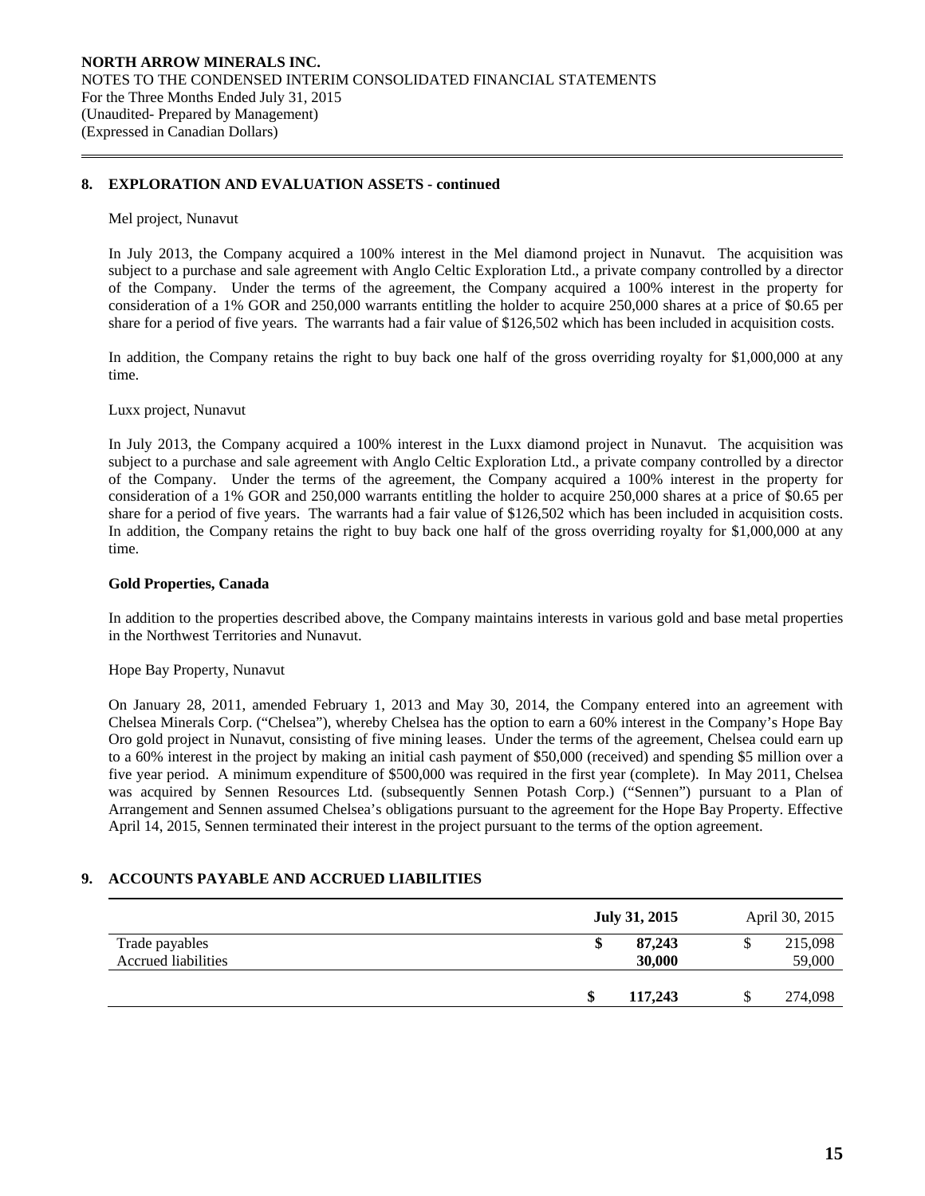## 8. EXPLORATION AND EVALUATION ASSETS - continued

Mel project, Nunavut

In July 2013, the Company acquired a 100% interest in the Mel diamond project in Nunavut. The acquisition was subject to a purchase and sale agreement with Anglo Celtic Exploration Ltd., a private company controlled by a director of the Company. Under the terms of the agreement, the Company acquired a 100% interest in the property for consideration of a 1% GOR and 250,000 warrants entitling the holder to acquire 250,000 shares at a price of $0.65 per share for a period of five years. The warrants had a fair value of $126,502 which has been included in acquisition costs.

In addition, the Company retains the right to buy back one half of the gross overriding royalty for $1,000,000 at any time.

Luxx project, Nunavut

In July 2013, the Company acquired a 100% interest in the Luxx diamond project in Nunavut. The acquisition was subject to a purchase and sale agreement with Anglo Celtic Exploration Ltd., a private company controlled by a director of the Company. Under the terms of the agreement, the Company acquired a 100% interest in the property for consideration of a 1% GOR and 250,000 warrants entitling the holder to acquire 250,000 shares at a price of $0.65 per share for a period of five years. The warrants had a fair value of $126,502 which has been included in acquisition costs. In addition, the Company retains the right to buy back one half of the gross overriding royalty for $1,000,000 at any time.

**Gold Properties, Canada**

In addition to the properties described above, the Company maintains interests in various gold and base metal properties in the Northwest Territories and Nunavut.

Hope Bay Property, Nunavut

On January 28, 2011, amended February 1, 2013 and May 30, 2014, the Company entered into an agreement with Chelsea Minerals Corp. ("Chelsea"), whereby Chelsea has the option to earn a 60% interest in the Company's Hope Bay Oro gold project in Nunavut, consisting of five mining leases. Under the terms of the agreement, Chelsea could earn up to a 60% interest in the project by making an initial cash payment of $50,000 (received) and spending $5 million over a five year period. A minimum expenditure of $500,000 was required in the first year (complete). In May 2011, Chelsea was acquired by Sennen Resources Ltd. (subsequently Sennen Potash Corp.) ("Sennen") pursuant to a Plan of Arrangement and Sennen assumed Chelsea's obligations pursuant to the agreement for the Hope Bay Property. Effective April 14, 2015, Sennen terminated their interest in the project pursuant to the terms of the option agreement.

## 9. ACCOUNTS PAYABLE AND ACCRUED LIABILITIES

| | **July 31, 2015** | April 30, 2015 |
|---|---|---|
| Trade payables | **$ 87,243** | $ 215,098 |
| Accrued liabilities | **30,000** | 59,000 |
| | **$ 117,243** | $ 274,098 |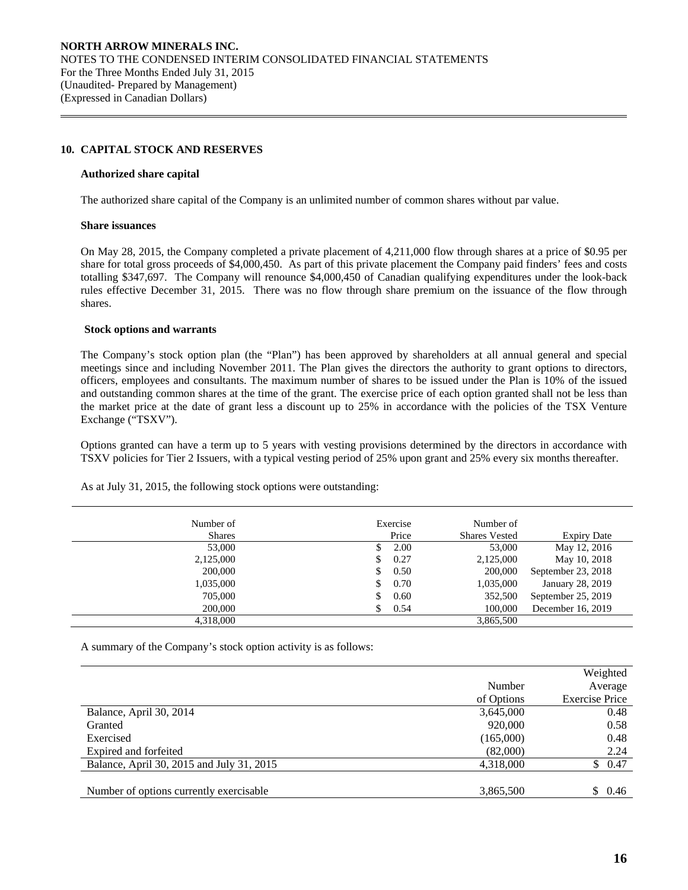## 10. CAPITAL STOCK AND RESERVES

**Authorized share capital**

The authorized share capital of the Company is an unlimited number of common shares without par value.

**Share issuances**

On May 28, 2015, the Company completed a private placement of 4,211,000 flow through shares at a price of $0.95 per share for total gross proceeds of $4,000,450. As part of this private placement the Company paid finders' fees and costs totalling $347,697. The Company will renounce $4,000,450 of Canadian qualifying expenditures under the look-back rules effective December 31, 2015. There was no flow through share premium on the issuance of the flow through shares.

**Stock options and warrants**

The Company's stock option plan (the "Plan") has been approved by shareholders at all annual general and special meetings since and including November 2011. The Plan gives the directors the authority to grant options to directors, officers, employees and consultants. The maximum number of shares to be issued under the Plan is 10% of the issued and outstanding common shares at the time of the grant. The exercise price of each option granted shall not be less than the market price at the date of grant less a discount up to 25% in accordance with the policies of the TSX Venture Exchange ("TSXV").

Options granted can have a term up to 5 years with vesting provisions determined by the directors in accordance with TSXV policies for Tier 2 Issuers, with a typical vesting period of 25% upon grant and 25% every six months thereafter.

As at July 31, 2015, the following stock options were outstanding:

| Number of Shares | Exercise Price | Number of Shares Vested | Expiry Date |
|---|---|---|---|
| 53,000 | $ 2.00 | 53,000 | May 12, 2016 |
| 2,125,000 | $ 0.27 | 2,125,000 | May 10, 2018 |
| 200,000 | $ 0.50 | 200,000 | September 23, 2018 |
| 1,035,000 | $ 0.70 | 1,035,000 | January 28, 2019 |
| 705,000 | $ 0.60 | 352,500 | September 25, 2019 |
| 200,000 | $ 0.54 | 100,000 | December 16, 2019 |
| 4,318,000 | | 3,865,500 | |

A summary of the Company's stock option activity is as follows:

| | Number of Options | Weighted Average Exercise Price |
|---|---|---|
| Balance, April 30, 2014 | 3,645,000 | 0.48 |
| Granted | 920,000 | 0.58 |
| Exercised | (165,000) | 0.48 |
| Expired and forfeited | (82,000) | 2.24 |
| Balance, April 30, 2015 and July 31, 2015 | 4,318,000 | $ 0.47 |
| | | |
| Number of options currently exercisable | 3,865,500 | $ 0.46 |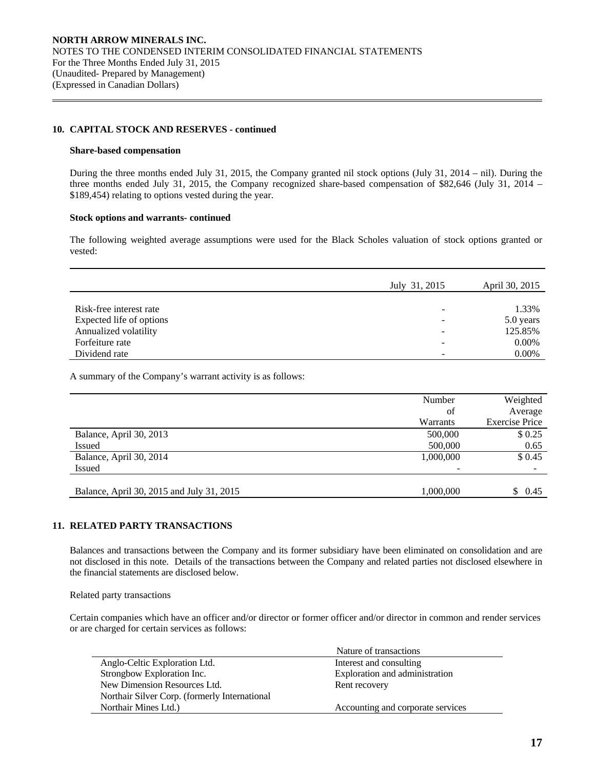## 10. CAPITAL STOCK AND RESERVES - continued

**Share-based compensation**

During the three months ended July 31, 2015, the Company granted nil stock options (July 31, 2014 – nil). During the three months ended July 31, 2015, the Company recognized share-based compensation of $82,646 (July 31, 2014 – $189,454) relating to options vested during the year.

**Stock options and warrants- continued**

The following weighted average assumptions were used for the Black Scholes valuation of stock options granted or vested:

| | July 31, 2015 | April 30, 2015 |
|---|---|---|
| Risk-free interest rate | - | 1.33% |
| Expected life of options | - | 5.0 years |
| Annualized volatility | - | 125.85% |
| Forfeiture rate | - | 0.00% |
| Dividend rate | - | 0.00% |

A summary of the Company's warrant activity is as follows:

| | Number of Warrants | Weighted Average Exercise Price |
|---|---|---|
| Balance, April 30, 2013 | 500,000 | $ 0.25 |
| Issued | 500,000 | 0.65 |
| Balance, April 30, 2014 | 1,000,000 | $ 0.45 |
| Issued | - | - |
| Balance, April 30, 2015 and July 31, 2015 | 1,000,000 | $ 0.45 |

## 11. RELATED PARTY TRANSACTIONS

Balances and transactions between the Company and its former subsidiary have been eliminated on consolidation and are not disclosed in this note. Details of the transactions between the Company and related parties not disclosed elsewhere in the financial statements are disclosed below.

Related party transactions

Certain companies which have an officer and/or director or former officer and/or director in common and render services or are charged for certain services as follows:

| | Nature of transactions |
|---|---|
| Anglo-Celtic Exploration Ltd. | Interest and consulting |
| Strongbow Exploration Inc. | Exploration and administration |
| New Dimension Resources Ltd. | Rent recovery |
| Northair Silver Corp. (formerly International Northair Mines Ltd.) | Accounting and corporate services |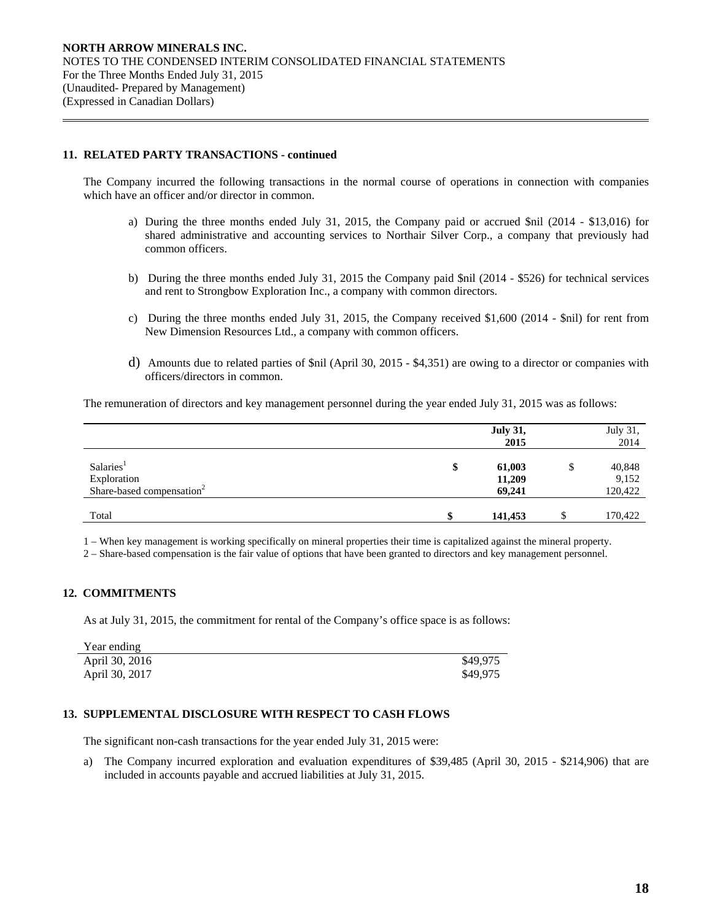NORTH ARROW MINERALS INC.
NOTES TO THE CONDENSED INTERIM CONSOLIDATED FINANCIAL STATEMENTS
For the Three Months Ended July 31, 2015
(Unaudited- Prepared by Management)
(Expressed in Canadian Dollars)

## 11. RELATED PARTY TRANSACTIONS - continued

The Company incurred the following transactions in the normal course of operations in connection with companies which have an officer and/or director in common.

a) During the three months ended July 31, 2015, the Company paid or accrued $nil (2014 - $13,016) for shared administrative and accounting services to Northair Silver Corp., a company that previously had common officers.

b) During the three months ended July 31, 2015 the Company paid $nil (2014 - $526) for technical services and rent to Strongbow Exploration Inc., a company with common directors.

c) During the three months ended July 31, 2015, the Company received $1,600 (2014 - $nil) for rent from New Dimension Resources Ltd., a company with common officers.

d) Amounts due to related parties of $nil (April 30, 2015 - $4,351) are owing to a director or companies with officers/directors in common.

The remuneration of directors and key management personnel during the year ended July 31, 2015 was as follows:

| | **July 31, 2015** | July 31, 2014 |
|---|---|---|
| Salaries[1] | **$ 61,003** | $ 40,848 |
| Exploration | **11,209** | 9,152 |
| Share-based compensation[2] | **69,241** | 120,422 |
| Total | **$ 141,453** | $ 170,422 |

1 – When key management is working specifically on mineral properties their time is capitalized against the mineral property.
2 – Share-based compensation is the fair value of options that have been granted to directors and key management personnel.

## 12. COMMITMENTS

As at July 31, 2015, the commitment for rental of the Company's office space is as follows:

| Year ending | |
|---|---|
| April 30, 2016 | $49,975 |
| April 30, 2017 | $49,975 |

## 13. SUPPLEMENTAL DISCLOSURE WITH RESPECT TO CASH FLOWS

The significant non-cash transactions for the year ended July 31, 2015 were:

a) The Company incurred exploration and evaluation expenditures of $39,485 (April 30, 2015 - $214,906) that are included in accounts payable and accrued liabilities at July 31, 2015.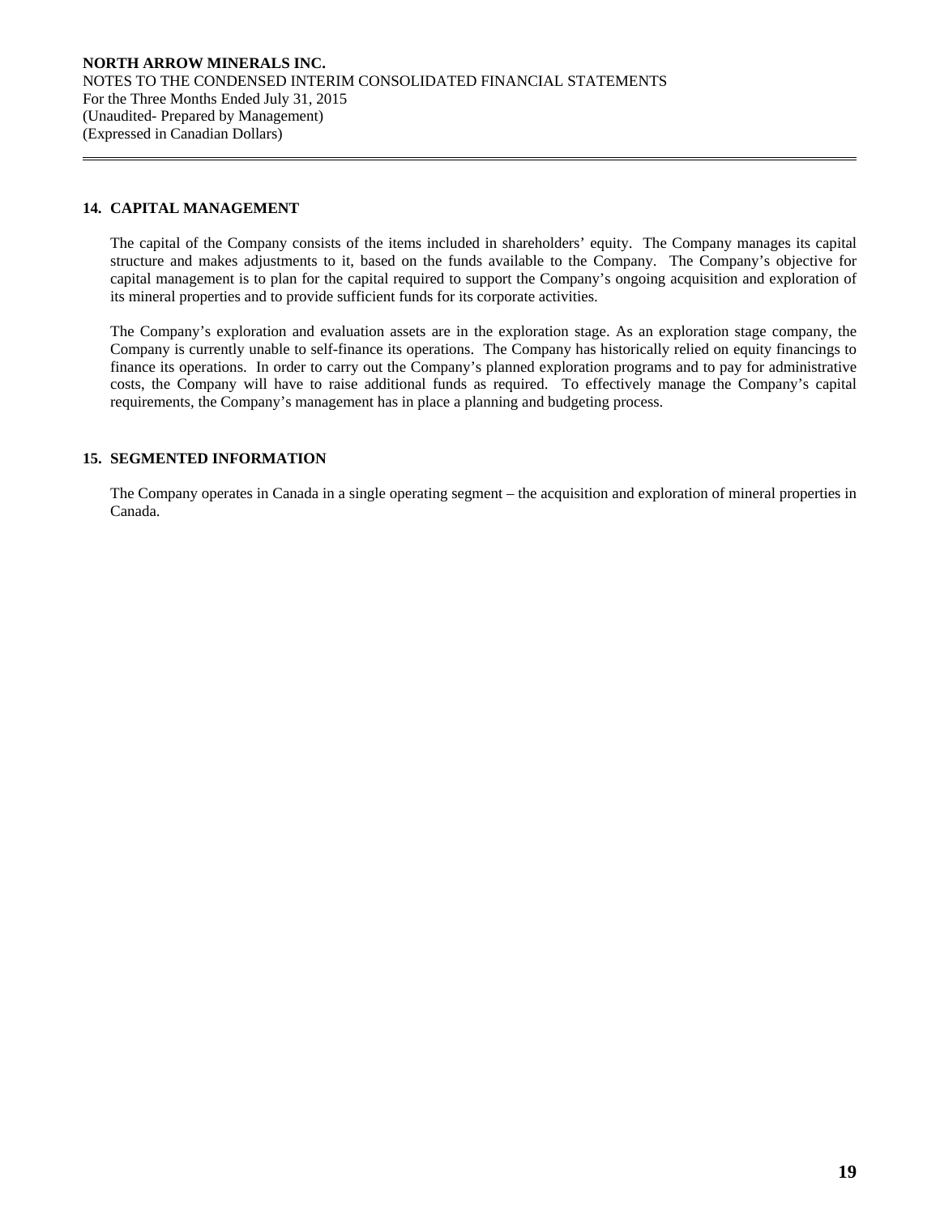## 14. CAPITAL MANAGEMENT

The capital of the Company consists of the items included in shareholders' equity. The Company manages its capital structure and makes adjustments to it, based on the funds available to the Company. The Company's objective for capital management is to plan for the capital required to support the Company's ongoing acquisition and exploration of its mineral properties and to provide sufficient funds for its corporate activities.

The Company's exploration and evaluation assets are in the exploration stage. As an exploration stage company, the Company is currently unable to self-finance its operations. The Company has historically relied on equity financings to finance its operations. In order to carry out the Company's planned exploration programs and to pay for administrative costs, the Company will have to raise additional funds as required. To effectively manage the Company's capital requirements, the Company's management has in place a planning and budgeting process.

## 15. SEGMENTED INFORMATION

The Company operates in Canada in a single operating segment – the acquisition and exploration of mineral properties in Canada.